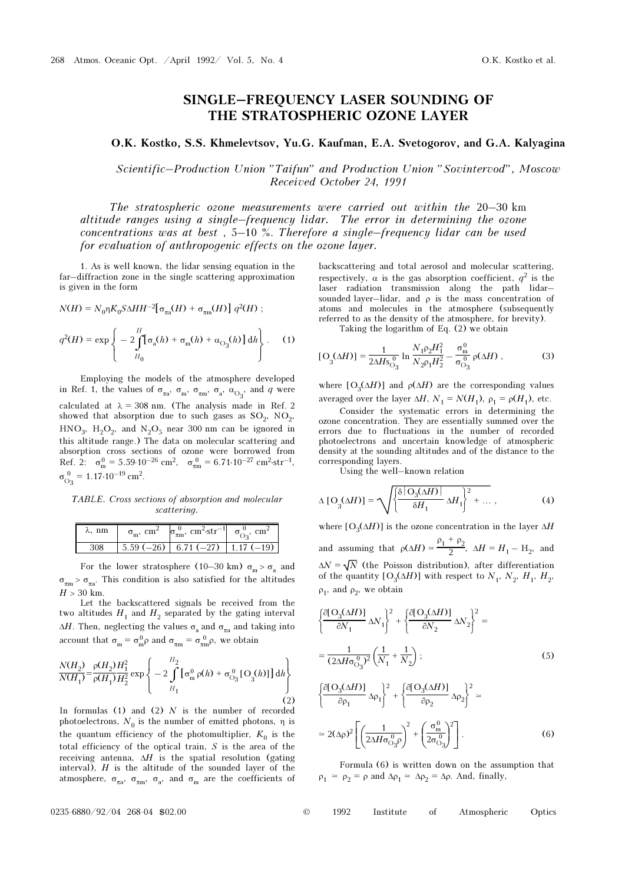# SINGLE–FREQUENCY LASER SOUNDING OF THE STRATOSPHERIC OZONE LAYER

**O.K. Kostko, S.S. Khmelevtsov, Yu.G. Kaufman, E.A. Svetogorov, and G.A. Kalyagina**

*Scientific–Production Union "Taifun" and Production Union "Sovintervod", Moscow*
*Received October 24, 1991*

*The stratospheric ozone measurements were carried out within the 20–30 km altitude ranges using a single–frequency lidar. The error in determining the ozone concentrations was at best, 5–10 %. Therefore a single–frequency lidar can be used for evaluation of anthropogenic effects on the ozone layer.*

1. As is well known, the lidar sensing equation in the far–diffraction zone in the single scattering approximation is given in the form

$$N(H) = N_0 \eta K_0 S \Delta H H^{-2} \left[\sigma_{\pi a}(H) + \sigma_{\pi m}(H)\right] q^2(H) ;$$

$$q^2(H) = \exp\left\{ -2 \int\limits_{H_0}^{H} \left[\sigma_a(h) + \sigma_m(h) + \alpha_{O_3}(h)\right] dh \right\} . \quad (1)$$

Employing the models of the atmosphere developed in Ref. 1, the values of $\sigma_{\pi a}$, $\sigma_m$, $\sigma_{\pi m}$, $\sigma_a$, $\alpha_{O_3}$, and $q$ were calculated at $\lambda = 308$ nm. (The analysis made in Ref. 2 showed that absorption due to such gases as $SO_2$, $NO_2$, $HNO_3$, $H_2O_2$, and $N_2O_5$ near 300 nm can be ignored in this altitude range.) The data on molecular scattering and absorption cross sections of ozone were borrowed from Ref. 2: $\sigma_m^0 = 5.59 \cdot 10^{-26}$ cm$^2$, $\sigma_{\pi m}^0 = 6.71 \cdot 10^{-27}$ cm$^2 \cdot$str$^{-1}$, $\sigma_{O_3}^0 = 1.17 \cdot 10^{-19}$ cm$^2$.

*TABLE. Cross sections of absorption and molecular scattering.*

| $\lambda$, nm | $\sigma_m$, cm$^2$ | $\sigma_{\pi m}^0$, cm$^2 \cdot$str$^{-1}$ | $\sigma_{O_3}^0$, cm$^2$ |
|---|---|---|---|
| 308 | 5.59 (–26) | 6.71 (–27) | 1.17 (–19) |

For the lower stratosphere (10–30 km) $\sigma_m > \sigma_a$ and $\sigma_{\pi m} > \sigma_{\pi a}$. This condition is also satisfied for the altitudes $H > 30$ km.

Let the backscattered signals be received from the two altitudes $H_1$ and $H_2$ separated by the gating interval $\Delta H$. Then, neglecting the values $\sigma_a$ and $\sigma_{\pi a}$ and taking into account that $\sigma_m = \sigma_m^0 \rho$ and $\sigma_{\pi m} = \sigma_{\pi m}^0 \rho$, we obtain

$$\frac{N(H_2)}{N(H_1)} = \frac{\rho(H_2) H_1^2}{\rho(H_1) H_2^2} \exp\left\{ -2 \int\limits_{H_1}^{H_2} \left[\sigma_m^0 \rho(h) + \sigma_{O_3}^0 [O_3(h)]\right] dh \right\} \quad (2)$$

In formulas (1) and (2) $N$ is the number of recorded photoelectrons, $N_0$ is the number of emitted photons, $\eta$ is the quantum efficiency of the photomultiplier, $K_0$ is the total efficiency of the optical train, $S$ is the area of the receiving antenna, $\Delta H$ is the spatial resolution (gating interval), $H$ is the altitude of the sounded layer of the atmosphere, $\sigma_{\pi a}$, $\sigma_{\pi m}$, $\sigma_a$, and $\sigma_m$ are the coefficients of backscattering and total aerosol and molecular scattering, respectively, $\alpha$ is the gas absorption coefficient, $q^2$ is the laser radiation transmission along the path lidar–sounded layer–lidar, and $\rho$ is the mass concentration of atoms and molecules in the atmosphere (subsequently referred to as the density of the atmosphere, for brevity).

Taking the logarithm of Eq. (2) we obtain

$$[O_3(\Delta H)] = \frac{1}{2 \Delta H s_{O_3}^0} \ln \frac{N_1 \rho_2 H_1^2}{N_2 \rho_1 H_2^2} - \frac{\sigma_m^0}{\sigma_{O_3}^0} \rho(\Delta H) , \quad (3)$$

where $[O_3(\Delta H)]$ and $\rho(\Delta H)$ are the corresponding values averaged over the layer $\Delta H$, $N_1 = N(H_1)$, $\rho_1 = \rho(H_1)$, etc.

Consider the systematic errors in determining the ozone concentration. They are essentially summed over the errors due to fluctuations in the number of recorded photoelectrons and uncertain knowledge of atmospheric density at the sounding altitudes and of the distance to the corresponding layers.

Using the well–known relation

$$\Delta [O_3(\Delta H)] = \sqrt{\left\{ \frac{\delta | O_3(\Delta H) |}{\delta H_1} \Delta H_1 \right\}^2 + \ldots} , \quad (4)$$

where $[O_3(\Delta H)]$ is the ozone concentration in the layer $\Delta H$ and assuming that $\rho(\Delta H) \simeq \dfrac{\rho_1 + \rho_2}{2}$, $\Delta H = H_1 - H_2$, and $\Delta N = \sqrt{N}$ (the Poisson distribution), after differentiation of the quantity $[O_3(\Delta H)]$ with respect to $N_1$, $N_2$, $H_1$, $H_2$, $\rho_1$, and $\rho_2$, we obtain

$$\left\{ \frac{\partial [O_3(\Delta H)]}{\partial N_1} \Delta N_1 \right\}^2 + \left\{ \frac{\partial [O_3(\Delta H)]}{\partial N_2} \Delta N_2 \right\}^2 = \frac{1}{(2 \Delta H \sigma_{O_3}^0)^2} \left( \frac{1}{N_1} + \frac{1}{N_2} \right) ; \quad (5)$$

$$\left\{ \frac{\partial [O_3(\Delta H)]}{\partial \rho_1} \Delta \rho_1 \right\}^2 + \left\{ \frac{\partial [O_3(\Delta H)]}{\partial \rho_2} \Delta \rho_2 \right\}^2 \simeq \simeq 2 (\Delta \rho)^2 \left[ \left( \frac{1}{2 \Delta H \sigma_{O_3}^0 \rho} \right)^2 + \left( \frac{\sigma_m^0}{2 \sigma_{O_3}^0} \right)^2 \right] . \quad (6)$$

Formula (6) is written down on the assumption that $\rho_1 \simeq \rho_2 = \rho$ and $\Delta \rho_1 \simeq \Delta \rho_2 = \Delta \rho$. And, finally,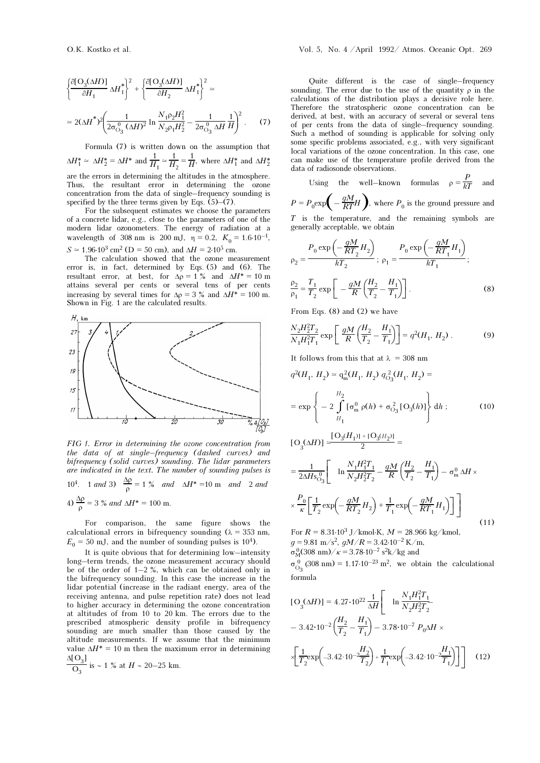$$\left\{\frac{\partial[O_3(\Delta H)]}{\partial H_1}\Delta H_1^*\right\}^2+\left\{\frac{\partial[O_3(\Delta H)]}{\partial H_2}\Delta H_1^*\right\}^2\simeq$$

$$\simeq 2(\Delta H^*)^2\left(\frac{1}{2\sigma^0_{O_3}(\Delta H)^2}\ln\frac{N_1\rho_2H_1^2}{N_2\rho_1H_2^2}-\frac{1}{2\sigma^0_{O_3}\Delta H}\frac{1}{H}\right)^2. \quad (7)$$

Formula (7) is written down on the assumption that $\Delta H_1^*\simeq\Delta H_2^*=\Delta H^*$ and $\frac{1}{H_1}\simeq\frac{1}{H_2}=\frac{1}{H}$, where $\Delta H_1^*$ and $\Delta H_2^*$ are the errors in determining the altitudes in the atmosphere. Thus, the resultant error in determining the ozone concentration from the data of single–frequency sounding is specified by the three terms given by Eqs. (5)–(7).

For the subsequent estimates we choose the parameters of a concrete lidar, e.g., close to the parameters of one of the modern lidar ozonometers. The energy of radiation at a wavelength of 308 nm is 200 mJ, $\eta=0.2$, $K_0=1.6\cdot10^{-1}$, $S\simeq1.96\cdot10^3$ cm$^2$ (D = 50 cm), and $\Delta H=2\cdot10^5$ cm.

The calculation showed that the ozone measurement error is, in fact, determined by Eqs. (5) and (6). The resultant error, at best, for $\Delta\rho=1$ % and $\Delta H^*=10$ m attains several per cents or several tens of per cents increasing by several times for $\Delta\rho=3$ % and $\Delta H^*=100$ m. Shown in Fig. 1 are the calculated results.

*FIG 1. Error in determining the ozone concentration from the data of at single–frequency (dashed curves) and bifrequency (solid curves) sounding. The lidar parameters are indicated in the text. The number of sounding pulses is* $10^4$. *1 and 3)* $\frac{\Delta\rho}{\rho}=1$ % *and* $\Delta H^*=10$ m *and 2 and 4)* $\frac{\Delta\rho}{\rho}=3$ % *and* $\Delta H^*=100$ m.

For comparison, the same figure shows the calculational errors in bifrequency sounding ($\lambda=353$ nm, $E_0=50$ mJ, and the number of sounding pulses is $10^4$).

It is quite obvious that for determining low–intensity long–term trends, the ozone measurement accuracy should be of the order of 1–2 %, which can be obtained only in the bifrequency sounding. In this case the increase in the lidar potential (increase in the radiant energy, area of the receiving antenna, and pulse repetition rate) does not lead to higher accuracy in determining the ozone concentration at altitudes of from 10 to 20 km. The errors due to the prescribed atmospheric density profile in bifrequency sounding are much smaller than those caused by the altitude measurements. If we assume that the minimum value $\Delta H^*=10$ m then the maximum error in determining $\frac{\Delta[O_3]}{O_3}$ is ~ 1 % at $H$ ~ 20–25 km.

Quite different is the case of single–frequency sounding. The error due to the use of the quantity $\rho$ in the calculations of the distribution plays a decisive role here. Therefore the stratospheric ozone concentration can be derived, at best, with an accuracy of several or several tens of per cents from the data of single–frequency sounding. Such a method of sounding is applicable for solving only some specific problems associated, e.g., with very significant local variations of the ozone concentration. In this case, one can make use of the temperature profile derived from the data of radiosonde observations.

Using the well–known formulas $\rho=\frac{P}{kT}$ and $P=P_0\exp\left(-\frac{gM}{RT}H\right)$, where $P_0$ is the ground pressure and $T$ is the temperature, and the remaining symbols are generally acceptable, we obtain

$$\rho_2=\frac{P_0\exp\left(-\frac{gM}{RT_2}H_2\right)}{kT_2};\ \rho_1=\frac{P_0\exp\left(-\frac{gM}{RT_1}H_1\right)}{kT_1};$$

$$\frac{\rho_2}{\rho_1}=\frac{T_1}{T_2}\exp\left[-\frac{gM}{R}\left(\frac{H_2}{T_2}-\frac{H_1}{T_1}\right)\right]. \quad (8)$$

From Eqs. (8) and (2) we have

$$\frac{N_2H_2^2T_2}{N_1H_1^2T_1}\exp\left[\frac{gM}{R}\left(\frac{H_2}{T_2}-\frac{H_1}{T_1}\right)\right]=q^2(H_1,H_2). \quad (9)$$

It follows from this that at $\lambda=308$ nm

$$q^2(H_1,H_2)\simeq q_m^2(H_1,H_2)\,q^2_{O_3}(H_1,H_2)=$$

$$=\exp\left\{-2\int\limits_{H_1}^{H_2}[\sigma_m^0\rho(h)+\sigma^2_{O_3}[O_3(h)]\}\,dh\right.; \quad (10)$$

$$[O_3(\Delta H)]\simeq\frac{[O_3(H_1)]+[O_3(H_2)]}{2}=$$

$$=\frac{1}{2\Delta H s^0_{O_3}}\left[\ln\frac{N_1H_1^2T_1}{N_2H_2^2T_2}-\frac{gM}{R}\left(\frac{H_2}{T_2}-\frac{H_1}{T_1}\right)-\sigma_m^0\Delta H\times\right.$$

$$\left.\times\frac{P_0}{\kappa}\left[\frac{1}{T_2}\exp\left(-\frac{gM}{RT_2}H_2\right)+\frac{1}{T_1}\exp\left(-\frac{gM}{RT_1}H_1\right)\right]\right] \quad (11)$$

For $R=8.31\cdot10^3$ J/kmol·K, $M=28.966$ kg/kmol, $g=9.81$ m/s$^2$, $gM/R=3.42\cdot10^{-2}$ K/m, $\sigma^0_M(308\text{ nm})/\kappa=3.78\cdot10^{-7}$ s$^2$k/kg and $\sigma^0_{O_3}(308\text{ nm})=1.17\cdot10^{-23}$ m$^2$, we obtain the calculational formula

$$[O_3(\Delta H)]=4.27\cdot10^{22}\frac{1}{\Delta H}\left[\ln\frac{N_1H_1^2T_1}{N_2H_2^2T_2}\right.$$

$$-3.42\cdot10^{-2}\left(\frac{H_2}{T_2}-\frac{H_1}{T_1}\right)-3.78\cdot10^{-7}P_0\Delta H\times$$

$$\left.\times\left[\frac{1}{T_2}\exp\left(-3.42\cdot10^{-2}\frac{H_2}{T_2}\right)+\frac{1}{T_1}\exp\left(-3.42\cdot10^{-2}\frac{H_1}{T_1}\right)\right]\right] \quad (12)$$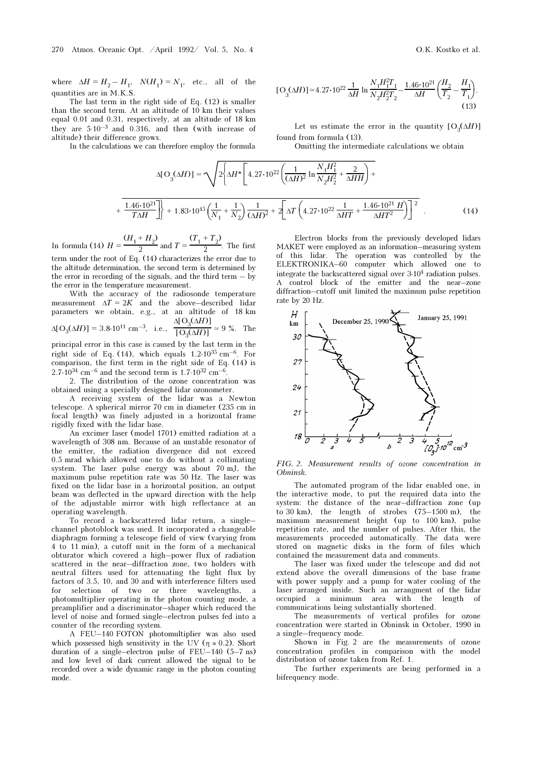where $\Delta H = H_2 - H_1$, $N(H_1) = N_1$, etc., all of the quantities are in M.K.S.

The last term in the right side of Eq. (12) is smaller than the second term. At an altitude of 10 km their values equal 0.01 and 0.31, respectively, at an altitude of 18 km they are $5 \cdot 10^{-3}$ and 0.316, and then (with increase of altitude) their difference grows.

In the calculations we can therefore employ the formula

$$[O_3(\Delta H)] \simeq 4.27 \cdot 10^{22} \frac{1}{\Delta H} \ln \frac{N_1 H_1^2 T_1}{N_2 H_2^2 T_2} - \frac{1.46 \cdot 10^{21}}{\Delta H} \left( \frac{H_2}{T_2} - \frac{H_1}{T_1} \right). \tag{13}$$

Let us estimate the error in the quantity $[O_3(\Delta H)]$ found from formula (13).

Omitting the intermediate calculations we obtain

$$\Delta[O_3(\Delta H)] \simeq \sqrt{2\left\{\Delta H^* \left[ 4.27 \cdot 10^{22} \left( \frac{1}{(\Delta H)^2} \ln \frac{N_1 H_1^2}{N_2 H_2^2} + \frac{2}{\Delta H H} \right) + \frac{1.46 \cdot 10^{21}}{T \Delta H} \right]\right\} + 1.83 \cdot 10^{45} \left( \frac{1}{N_1} + \frac{1}{N_2} \right) \frac{1}{(\Delta H)^2} + 2\left[ \Delta T \left( 4.27 \cdot 10^{22} \frac{1}{\Delta H T} + \frac{1.46 \cdot 10^{21} H}{\Delta H T^2} \right) \right]^2} \ . \tag{14}$$

In formula (14) $H = \dfrac{(H_1 + H_2)}{2}$ and $T = \dfrac{(T_1 + T_2)}{2}$. The first term under the root of Eq. (14) characterizes the error due to the altitude determination, the second term is determined by the error in recording of the signals, and the third term – by the error in the temperature measurement.

With the accuracy of the radiosonde temperature measurement $\Delta T = 2K$ and the above–described lidar parameters we obtain, e.g., at an altitude of 18 km $\Delta[O_3(\Delta H)] = 3.8 \cdot 10^{11}$ cm$^{-3}$, i.e., $\dfrac{\Delta[O_3(\Delta H)]}{[O_3(\Delta H)]} \simeq 9$ %. The principal error in this case is caused by the last term in the right side of Eq. (14), which equals $1.2 \cdot 10^{35}$ cm$^{-6}$. For comparison, the first term in the right side of Eq. (14) is $2.7 \cdot 10^{34}$ cm$^{-6}$ and the second term is $1.7 \cdot 10^{32}$ cm$^{-6}$.

2. The distribution of the ozone concentration was obtained using a specially designed lidar ozonometer.

A receiving system of the lidar was a Newton telescope. A spherical mirror 70 cm in diameter (235 cm in focal length) was finely adjusted in a horizontal frame rigidly fixed with the lidar base.

An excimer laser (model 1701) emitted radiation at a wavelength of 308 nm. Because of an unstable resonator of the emitter, the radiation divergence did not exceed 0.5 mrad which allowed one to do without a collimating system. The laser pulse energy was about 70 mJ, the maximum pulse repetition rate was 50 Hz. The laser was fixed on the lidar base in a horizontal position, an output beam was deflected in the upward direction with the help of the adjustable mirror with high reflectance at an operating wavelength.

To record a backscattered lidar return, a single–channel photoblock was used. It incorporated a changeable diaphragm forming a telescope field of view (varying from 4 to 11 min), a cutoff unit in the form of a mechanical obturator which covered a high–power flux of radiation scattered in the near–diffraction zone, two holders with neutral filters used for attenuating the light flux by factors of 3.5, 10, and 30 and with interference filters used for selection of two or three wavelengths, a photomultiplier operating in the photon counting mode, a preamplifier and a discriminator–shaper which reduced the level of noise and formed single–electron pulses fed into a counter of the recording system.

A FEU–140 FOTON photomultiplier was also used which possessed high sensitivity in the UV ($\eta \approx 0.2$). Short duration of a single–electron pulse of FEU–140 (5–7 ns) and low level of dark current allowed the signal to be recorded over a wide dynamic range in the photon counting mode.

Electron blocks from the previously developed lidars MAKET were employed as an information–measuring system of this lidar. The operation was controlled by the ELEKTRONIKA–60 computer which allowed one to integrate the backscattered signal over $3 \cdot 10^4$ radiation pulses. A control block of the emitter and the near–zone diffraction–cutoff unit limited the maximum pulse repetition rate by 20 Hz.

FIG. 2. *Measurement results of ozone concentration in Obninsk.*

The automated program of the lidar enabled one, in the interactive mode, to put the required data into the system: the distance of the near–diffraction zone (up to 30 km), the length of strobes (75–1500 m), the maximum measurement height (up to 100 km), pulse repetition rate, and the number of pulses. After this, the measurements proceeded automatically. The data were stored on magnetic disks in the form of files which contained the measurement data and comments.

The laser was fixed under the telescope and did not extend above the overall dimensions of the base frame with power supply and a pump for water cooling of the laser arranged inside. Such an arrangment of the lidar occupied a minimum area with the length of communications being substantially shortened.

The measurements of vertical profiles for ozone concentration were started in Obninsk in October, 1990 in a single–frequency mode.

Shown in Fig. 2 are the measurements of ozone concentration profiles in comparison with the model distribution of ozone taken from Ref. 1.

The further experiments are being performed in a bifrequency mode.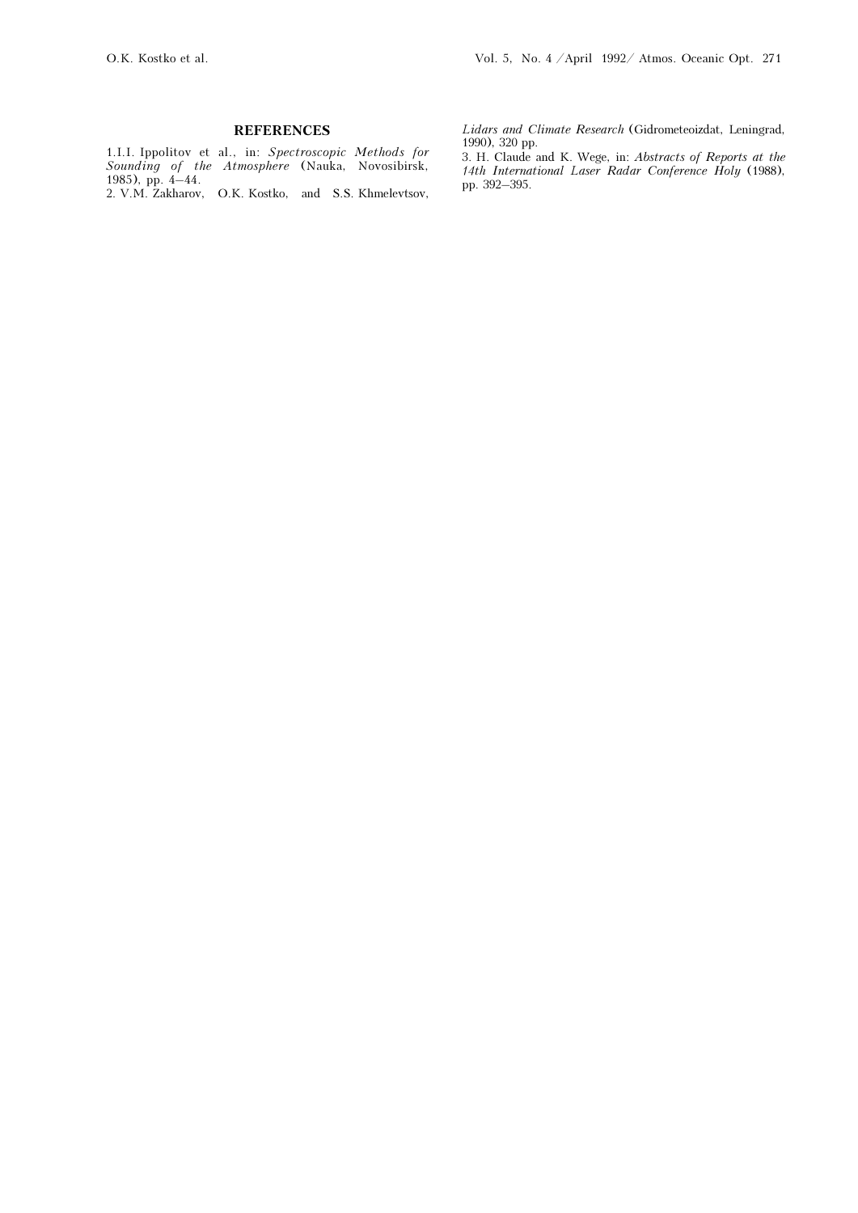## REFERENCES

1. I.I. Ippolitov et al., in: *Spectroscopic Methods for Sounding of the Atmosphere* (Nauka, Novosibirsk, 1985), pp. 4–44.

2. V.M. Zakharov, O.K. Kostko, and S.S. Khmelevtsov, *Lidars and Climate Research* (Gidrometeoizdat, Leningrad, 1990), 320 pp.

3. H. Claude and K. Wege, in: *Abstracts of Reports at the 14th International Laser Radar Conference Holy* (1988), pp. 392–395.